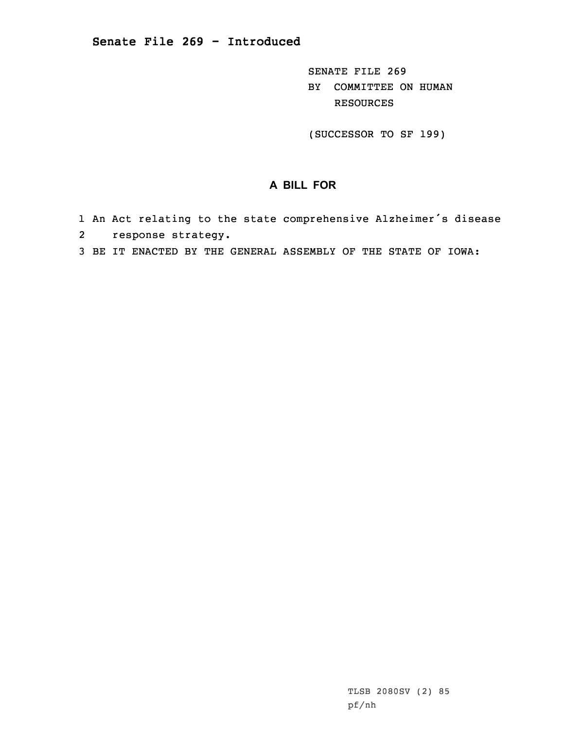# Senate File 269 - Introduced

SENATE FILE 269
BY COMMITTEE ON HUMAN RESOURCES

(SUCCESSOR TO SF 199)

## A BILL FOR

1 An Act relating to the state comprehensive Alzheimer's disease
2 response strategy.
3 BE IT ENACTED BY THE GENERAL ASSEMBLY OF THE STATE OF IOWA:

TLSB 2080SV (2) 85
pf/nh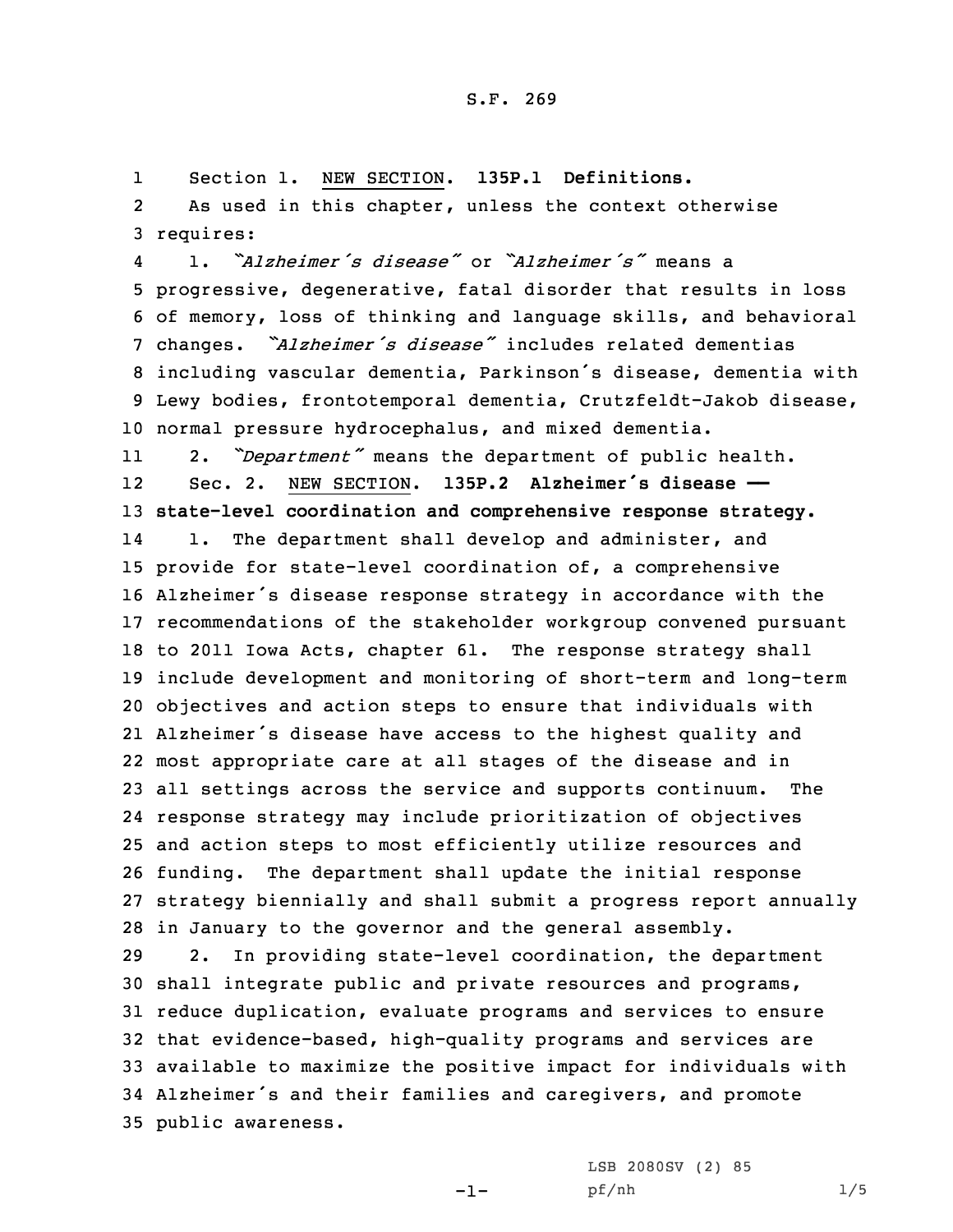Section 1. NEW SECTION. **135P.1 Definitions.**

As used in this chapter, unless the context otherwise requires:

1. *"Alzheimer's disease"* or *"Alzheimer's"* means a progressive, degenerative, fatal disorder that results in loss of memory, loss of thinking and language skills, and behavioral changes. *"Alzheimer's disease"* includes related dementias including vascular dementia, Parkinson's disease, dementia with Lewy bodies, frontotemporal dementia, Crutzfeldt-Jakob disease, normal pressure hydrocephalus, and mixed dementia.

2. *"Department"* means the department of public health.

Sec. 2. NEW SECTION. **135P.2 Alzheimer's disease —— state-level coordination and comprehensive response strategy.**

1. The department shall develop and administer, and provide for state-level coordination of, a comprehensive Alzheimer's disease response strategy in accordance with the recommendations of the stakeholder workgroup convened pursuant to 2011 Iowa Acts, chapter 61. The response strategy shall include development and monitoring of short-term and long-term objectives and action steps to ensure that individuals with Alzheimer's disease have access to the highest quality and most appropriate care at all stages of the disease and in all settings across the service and supports continuum. The response strategy may include prioritization of objectives and action steps to most efficiently utilize resources and funding. The department shall update the initial response strategy biennially and shall submit a progress report annually in January to the governor and the general assembly.

2. In providing state-level coordination, the department shall integrate public and private resources and programs, reduce duplication, evaluate programs and services to ensure that evidence-based, high-quality programs and services are available to maximize the positive impact for individuals with Alzheimer's and their families and caregivers, and promote public awareness.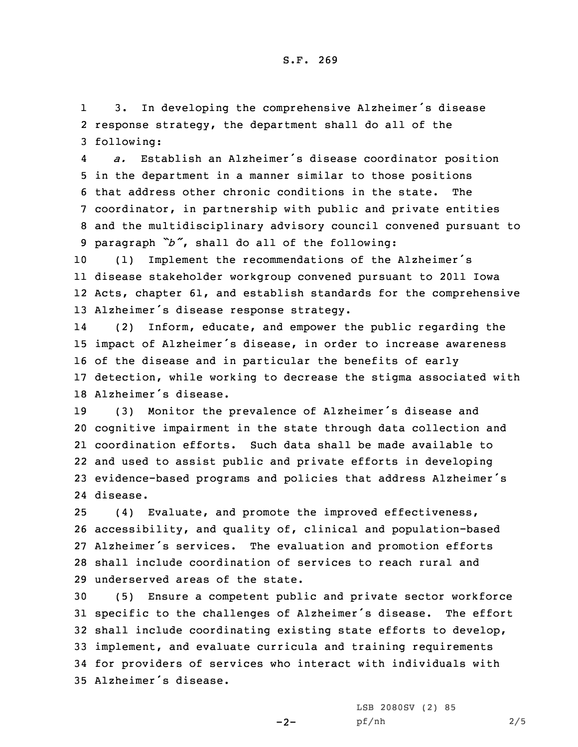3. In developing the comprehensive Alzheimer's disease response strategy, the department shall do all of the following:

*a.* Establish an Alzheimer's disease coordinator position in the department in a manner similar to those positions that address other chronic conditions in the state. The coordinator, in partnership with public and private entities and the multidisciplinary advisory council convened pursuant to paragraph *"b"*, shall do all of the following:

(1) Implement the recommendations of the Alzheimer's disease stakeholder workgroup convened pursuant to 2011 Iowa Acts, chapter 61, and establish standards for the comprehensive Alzheimer's disease response strategy.

(2) Inform, educate, and empower the public regarding the impact of Alzheimer's disease, in order to increase awareness of the disease and in particular the benefits of early detection, while working to decrease the stigma associated with Alzheimer's disease.

(3) Monitor the prevalence of Alzheimer's disease and cognitive impairment in the state through data collection and coordination efforts. Such data shall be made available to and used to assist public and private efforts in developing evidence-based programs and policies that address Alzheimer's disease.

(4) Evaluate, and promote the improved effectiveness, accessibility, and quality of, clinical and population-based Alzheimer's services. The evaluation and promotion efforts shall include coordination of services to reach rural and underserved areas of the state.

(5) Ensure a competent public and private sector workforce specific to the challenges of Alzheimer's disease. The effort shall include coordinating existing state efforts to develop, implement, and evaluate curricula and training requirements for providers of services who interact with individuals with Alzheimer's disease.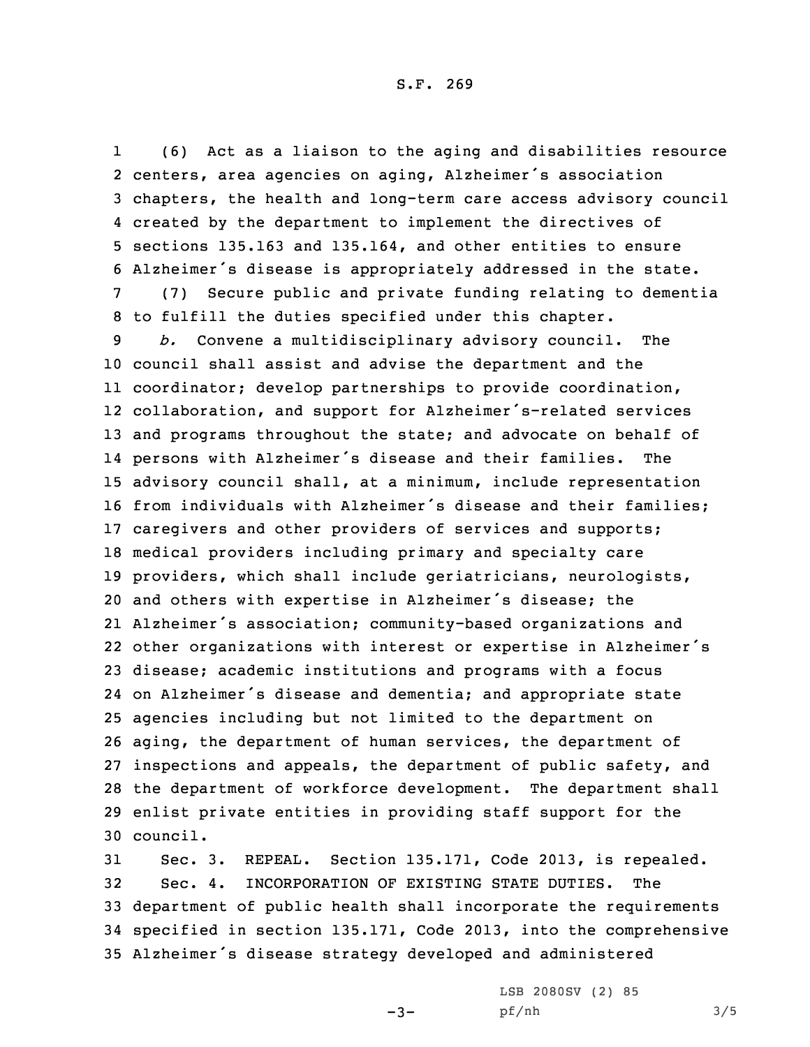(6) Act as a liaison to the aging and disabilities resource centers, area agencies on aging, Alzheimer's association chapters, the health and long-term care access advisory council created by the department to implement the directives of sections 135.163 and 135.164, and other entities to ensure Alzheimer's disease is appropriately addressed in the state.

(7) Secure public and private funding relating to dementia to fulfill the duties specified under this chapter.

*b.* Convene a multidisciplinary advisory council. The council shall assist and advise the department and the coordinator; develop partnerships to provide coordination, collaboration, and support for Alzheimer's-related services and programs throughout the state; and advocate on behalf of persons with Alzheimer's disease and their families. The advisory council shall, at a minimum, include representation from individuals with Alzheimer's disease and their families; caregivers and other providers of services and supports; medical providers including primary and specialty care providers, which shall include geriatricians, neurologists, and others with expertise in Alzheimer's disease; the Alzheimer's association; community-based organizations and other organizations with interest or expertise in Alzheimer's disease; academic institutions and programs with a focus on Alzheimer's disease and dementia; and appropriate state agencies including but not limited to the department on aging, the department of human services, the department of inspections and appeals, the department of public safety, and the department of workforce development. The department shall enlist private entities in providing staff support for the council.

Sec. 3. REPEAL. Section 135.171, Code 2013, is repealed.

Sec. 4. INCORPORATION OF EXISTING STATE DUTIES. The department of public health shall incorporate the requirements specified in section 135.171, Code 2013, into the comprehensive Alzheimer's disease strategy developed and administered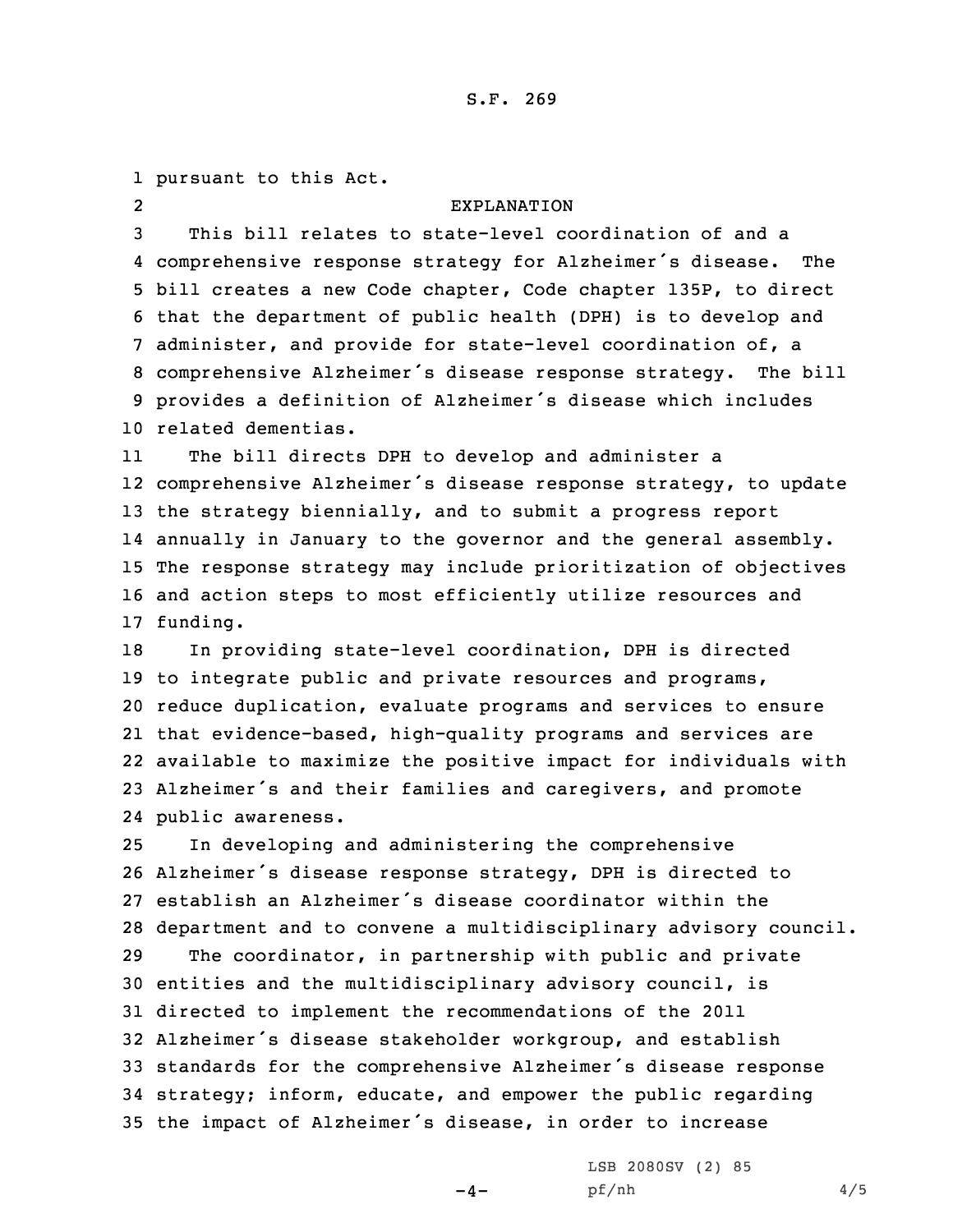pursuant to this Act.

## EXPLANATION

This bill relates to state-level coordination of and a comprehensive response strategy for Alzheimer's disease. The bill creates a new Code chapter, Code chapter 135P, to direct that the department of public health (DPH) is to develop and administer, and provide for state-level coordination of, a comprehensive Alzheimer's disease response strategy. The bill provides a definition of Alzheimer's disease which includes related dementias.

The bill directs DPH to develop and administer a comprehensive Alzheimer's disease response strategy, to update the strategy biennially, and to submit a progress report annually in January to the governor and the general assembly. The response strategy may include prioritization of objectives and action steps to most efficiently utilize resources and funding.

In providing state-level coordination, DPH is directed to integrate public and private resources and programs, reduce duplication, evaluate programs and services to ensure that evidence-based, high-quality programs and services are available to maximize the positive impact for individuals with Alzheimer's and their families and caregivers, and promote public awareness.

In developing and administering the comprehensive Alzheimer's disease response strategy, DPH is directed to establish an Alzheimer's disease coordinator within the department and to convene a multidisciplinary advisory council.

The coordinator, in partnership with public and private entities and the multidisciplinary advisory council, is directed to implement the recommendations of the 2011 Alzheimer's disease stakeholder workgroup, and establish standards for the comprehensive Alzheimer's disease response strategy; inform, educate, and empower the public regarding the impact of Alzheimer's disease, in order to increase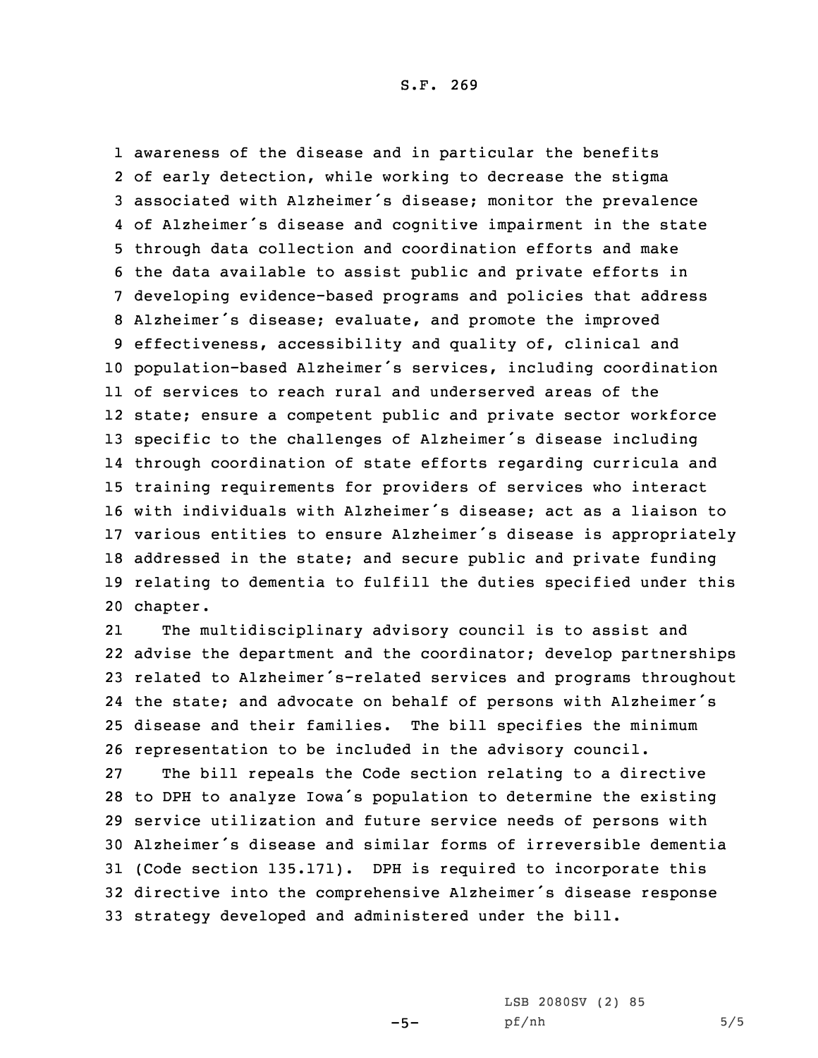awareness of the disease and in particular the benefits of early detection, while working to decrease the stigma associated with Alzheimer's disease; monitor the prevalence of Alzheimer's disease and cognitive impairment in the state through data collection and coordination efforts and make the data available to assist public and private efforts in developing evidence-based programs and policies that address Alzheimer's disease; evaluate, and promote the improved effectiveness, accessibility and quality of, clinical and population-based Alzheimer's services, including coordination of services to reach rural and underserved areas of the state; ensure a competent public and private sector workforce specific to the challenges of Alzheimer's disease including through coordination of state efforts regarding curricula and training requirements for providers of services who interact with individuals with Alzheimer's disease; act as a liaison to various entities to ensure Alzheimer's disease is appropriately addressed in the state; and secure public and private funding relating to dementia to fulfill the duties specified under this chapter.

The multidisciplinary advisory council is to assist and advise the department and the coordinator; develop partnerships related to Alzheimer's-related services and programs throughout the state; and advocate on behalf of persons with Alzheimer's disease and their families. The bill specifies the minimum representation to be included in the advisory council.

The bill repeals the Code section relating to a directive to DPH to analyze Iowa's population to determine the existing service utilization and future service needs of persons with Alzheimer's disease and similar forms of irreversible dementia (Code section 135.171). DPH is required to incorporate this directive into the comprehensive Alzheimer's disease response strategy developed and administered under the bill.

LSB 2080SV (2) 85
pf/nh